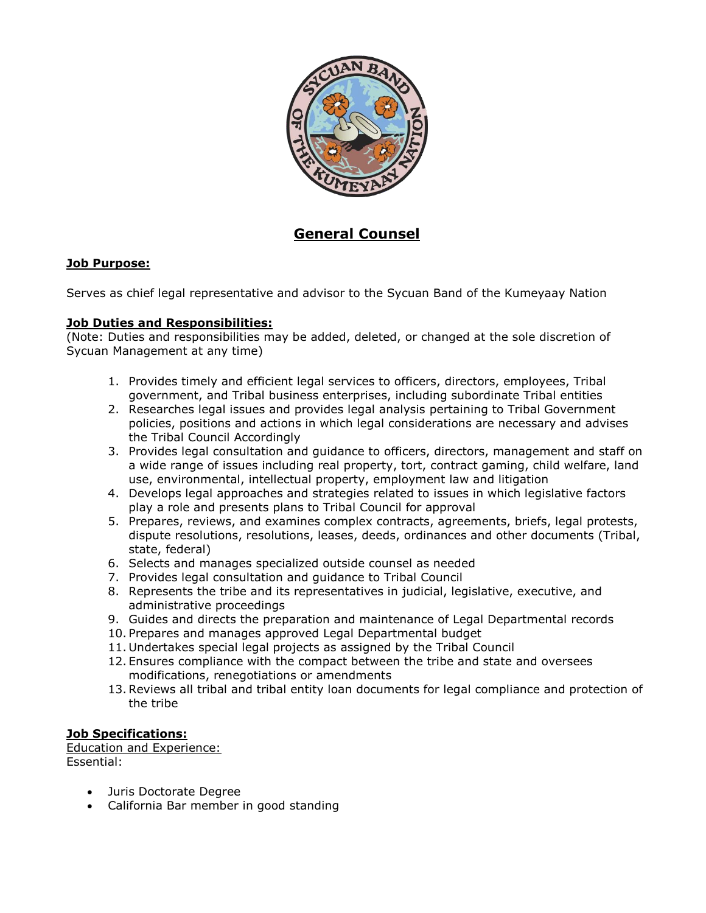# General Counsel

**Job Purpose:**

Serves as chief legal representative and advisor to the Sycuan Band of the Kumeyaay Nation

**Job Duties and Responsibilities:**
(Note: Duties and responsibilities may be added, deleted, or changed at the sole discretion of Sycuan Management at any time)

1. Provides timely and efficient legal services to officers, directors, employees, Tribal government, and Tribal business enterprises, including subordinate Tribal entities
2. Researches legal issues and provides legal analysis pertaining to Tribal Government policies, positions and actions in which legal considerations are necessary and advises the Tribal Council Accordingly
3. Provides legal consultation and guidance to officers, directors, management and staff on a wide range of issues including real property, tort, contract gaming, child welfare, land use, environmental, intellectual property, employment law and litigation
4. Develops legal approaches and strategies related to issues in which legislative factors play a role and presents plans to Tribal Council for approval
5. Prepares, reviews, and examines complex contracts, agreements, briefs, legal protests, dispute resolutions, resolutions, leases, deeds, ordinances and other documents (Tribal, state, federal)
6. Selects and manages specialized outside counsel as needed
7. Provides legal consultation and guidance to Tribal Council
8. Represents the tribe and its representatives in judicial, legislative, executive, and administrative proceedings
9. Guides and directs the preparation and maintenance of Legal Departmental records
10. Prepares and manages approved Legal Departmental budget
11. Undertakes special legal projects as assigned by the Tribal Council
12. Ensures compliance with the compact between the tribe and state and oversees modifications, renegotiations or amendments
13. Reviews all tribal and tribal entity loan documents for legal compliance and protection of the tribe

**Job Specifications:**
Education and Experience:
Essential:

- Juris Doctorate Degree
- California Bar member in good standing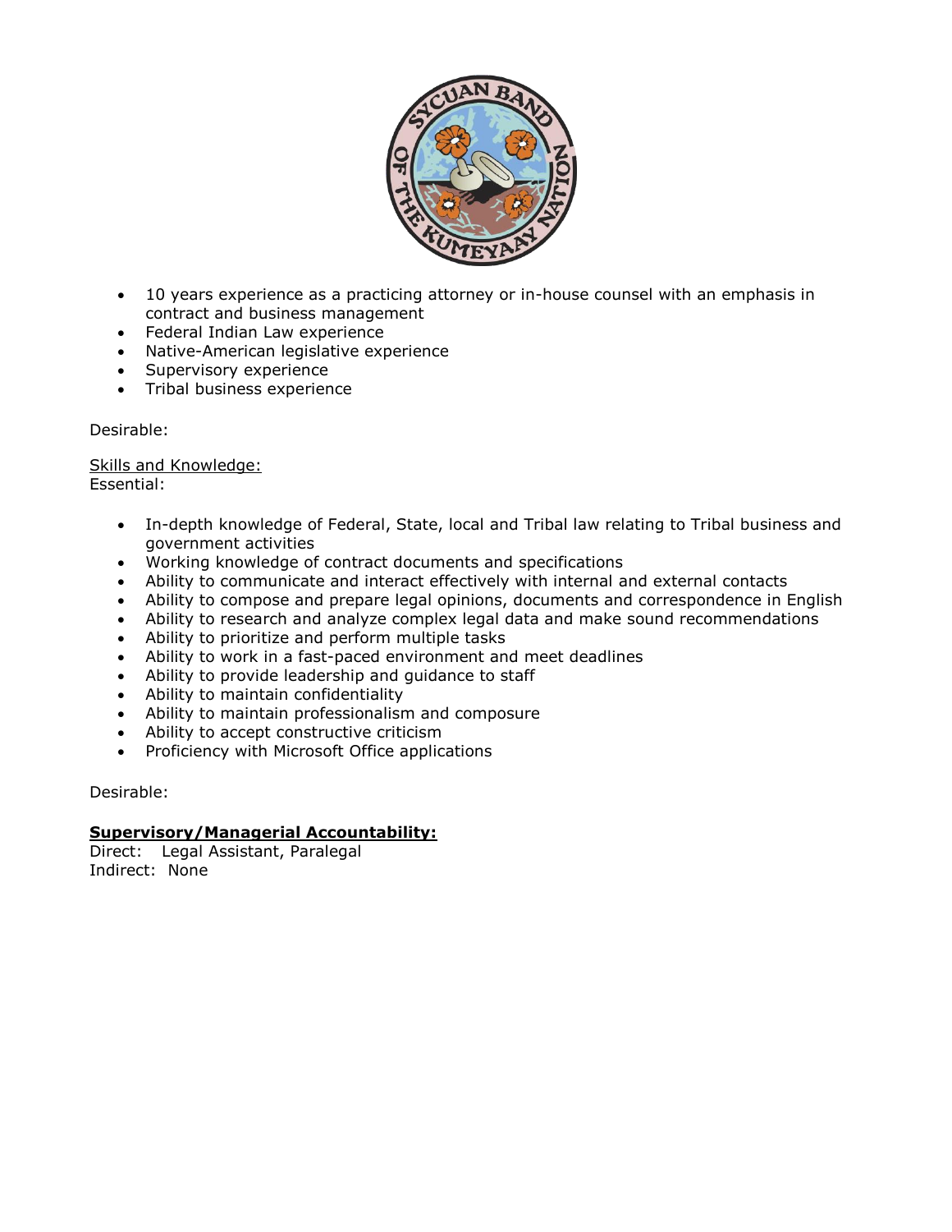- 10 years experience as a practicing attorney or in-house counsel with an emphasis in contract and business management
- Federal Indian Law experience
- Native-American legislative experience
- Supervisory experience
- Tribal business experience

Desirable:

Skills and Knowledge:
Essential:

- In-depth knowledge of Federal, State, local and Tribal law relating to Tribal business and government activities
- Working knowledge of contract documents and specifications
- Ability to communicate and interact effectively with internal and external contacts
- Ability to compose and prepare legal opinions, documents and correspondence in English
- Ability to research and analyze complex legal data and make sound recommendations
- Ability to prioritize and perform multiple tasks
- Ability to work in a fast-paced environment and meet deadlines
- Ability to provide leadership and guidance to staff
- Ability to maintain confidentiality
- Ability to maintain professionalism and composure
- Ability to accept constructive criticism
- Proficiency with Microsoft Office applications

Desirable:

**Supervisory/Managerial Accountability:**
Direct: Legal Assistant, Paralegal
Indirect: None